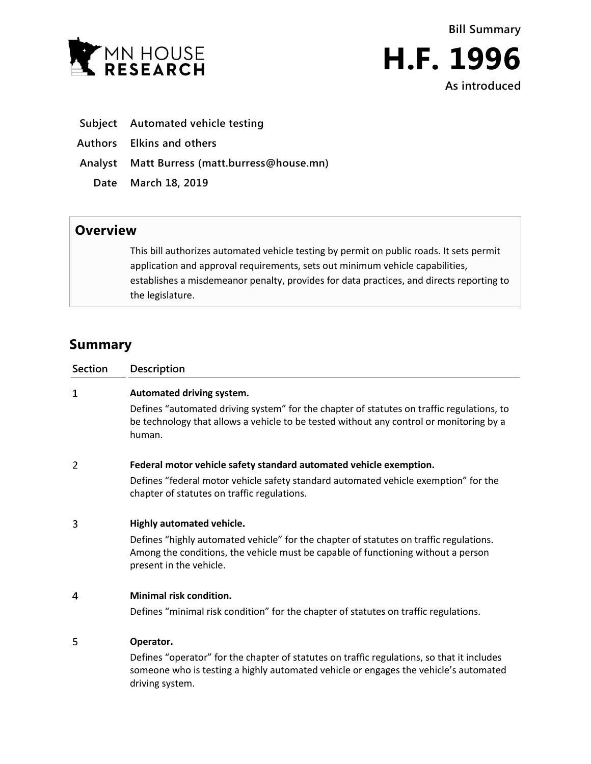MN HOUSE RESEARCH

# Bill Summary

# H.F. 1996

**As introduced**

**Subject** Automated vehicle testing

**Authors** Elkins and others

**Analyst** Matt Burress (matt.burress@house.mn)

**Date** March 18, 2019

## Overview

This bill authorizes automated vehicle testing by permit on public roads. It sets permit application and approval requirements, sets out minimum vehicle capabilities, establishes a misdemeanor penalty, provides for data practices, and directs reporting to the legislature.

## Summary

| Section | Description |
|---|---|
| 1 | **Automated driving system.**<br>Defines "automated driving system" for the chapter of statutes on traffic regulations, to be technology that allows a vehicle to be tested without any control or monitoring by a human. |
| 2 | **Federal motor vehicle safety standard automated vehicle exemption.**<br>Defines "federal motor vehicle safety standard automated vehicle exemption" for the chapter of statutes on traffic regulations. |
| 3 | **Highly automated vehicle.**<br>Defines "highly automated vehicle" for the chapter of statutes on traffic regulations. Among the conditions, the vehicle must be capable of functioning without a person present in the vehicle. |
| 4 | **Minimal risk condition.**<br>Defines "minimal risk condition" for the chapter of statutes on traffic regulations. |
| 5 | **Operator.**<br>Defines "operator" for the chapter of statutes on traffic regulations, so that it includes someone who is testing a highly automated vehicle or engages the vehicle's automated driving system. |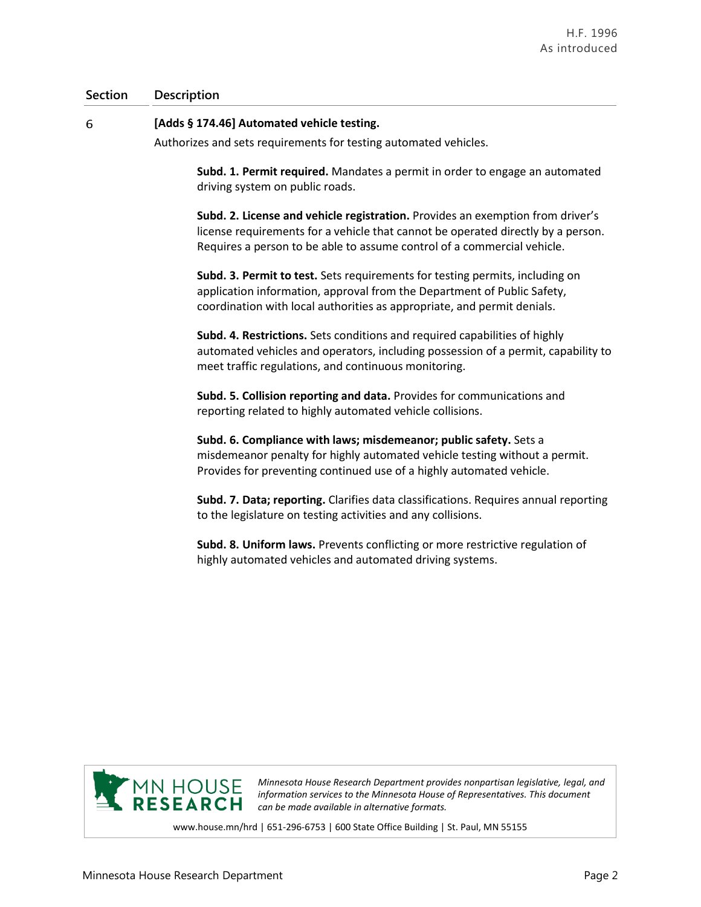| Section | Description |
|---|---|
| 6 | **[Adds § 174.46] Automated vehicle testing.**<br>Authorizes and sets requirements for testing automated vehicles.<br><br>**Subd. 1. Permit required.** Mandates a permit in order to engage an automated driving system on public roads.<br><br>**Subd. 2. License and vehicle registration.** Provides an exemption from driver's license requirements for a vehicle that cannot be operated directly by a person. Requires a person to be able to assume control of a commercial vehicle.<br><br>**Subd. 3. Permit to test.** Sets requirements for testing permits, including on application information, approval from the Department of Public Safety, coordination with local authorities as appropriate, and permit denials.<br><br>**Subd. 4. Restrictions.** Sets conditions and required capabilities of highly automated vehicles and operators, including possession of a permit, capability to meet traffic regulations, and continuous monitoring.<br><br>**Subd. 5. Collision reporting and data.** Provides for communications and reporting related to highly automated vehicle collisions.<br><br>**Subd. 6. Compliance with laws; misdemeanor; public safety.** Sets a misdemeanor penalty for highly automated vehicle testing without a permit. Provides for preventing continued use of a highly automated vehicle.<br><br>**Subd. 7. Data; reporting.** Clarifies data classifications. Requires annual reporting to the legislature on testing activities and any collisions.<br><br>**Subd. 8. Uniform laws.** Prevents conflicting or more restrictive regulation of highly automated vehicles and automated driving systems. |

MN HOUSE RESEARCH

*Minnesota House Research Department provides nonpartisan legislative, legal, and information services to the Minnesota House of Representatives. This document can be made available in alternative formats.*

www.house.mn/hrd | 651-296-6753 | 600 State Office Building | St. Paul, MN 55155